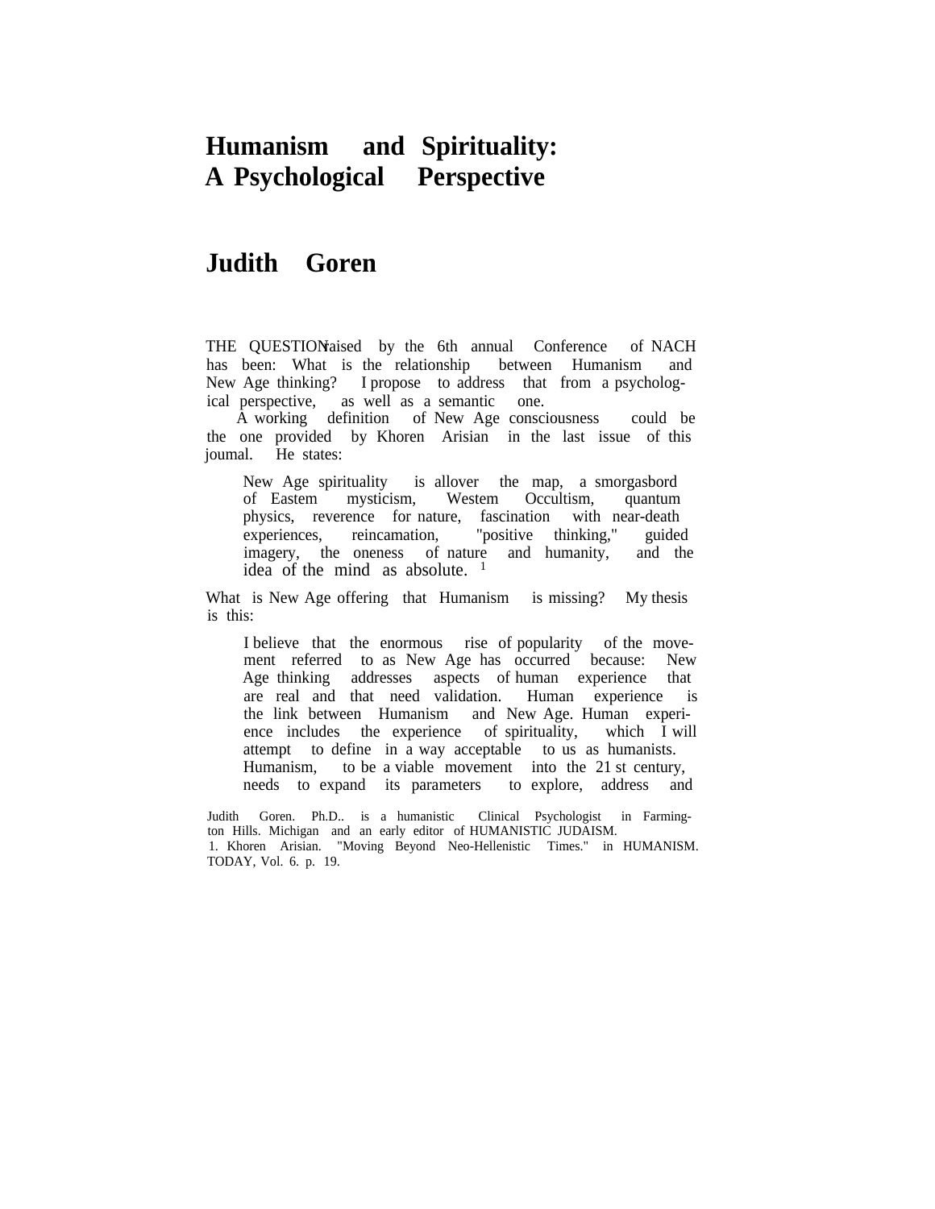# Humanism and Spirituality: A Psychological Perspective

## Judith Goren

THE QUESTION raised by the 6th annual Conference of NACH has been: What is the relationship between Humanism and New Age thinking? I propose to address that from a psychological perspective, as well as a semantic one.

A working definition of New Age consciousness could be the one provided by Khoren Arisian in the last issue of this joumal. He states:

> New Age spirituality is allover the map, a smorgasbord of Eastem mysticism, Westem Occultism, quantum physics, reverence for nature, fascination with near-death experiences, reincamation, "positive thinking," guided imagery, the oneness of nature and humanity, and the idea of the mind as absolute. [1]

What is New Age offering that Humanism is missing? My thesis is this:

> I believe that the enormous rise of popularity of the movement referred to as New Age has occurred because: New Age thinking addresses aspects of human experience that are real and that need validation. Human experience is the link between Humanism and New Age. Human experience includes the experience of spirituality, which I will attempt to define in a way acceptable to us as humanists. Humanism, to be a viable movement into the 21 st century, needs to expand its parameters to explore, address and

Judith Goren. Ph.D.. is a humanistic Clinical Psychologist in Farmington Hills. Michigan and an early editor of HUMANISTIC JUDAISM.

1. Khoren Arisian. "Moving Beyond Neo-Hellenistic Times." in HUMANISM. TODAY, Vol. 6. p. 19.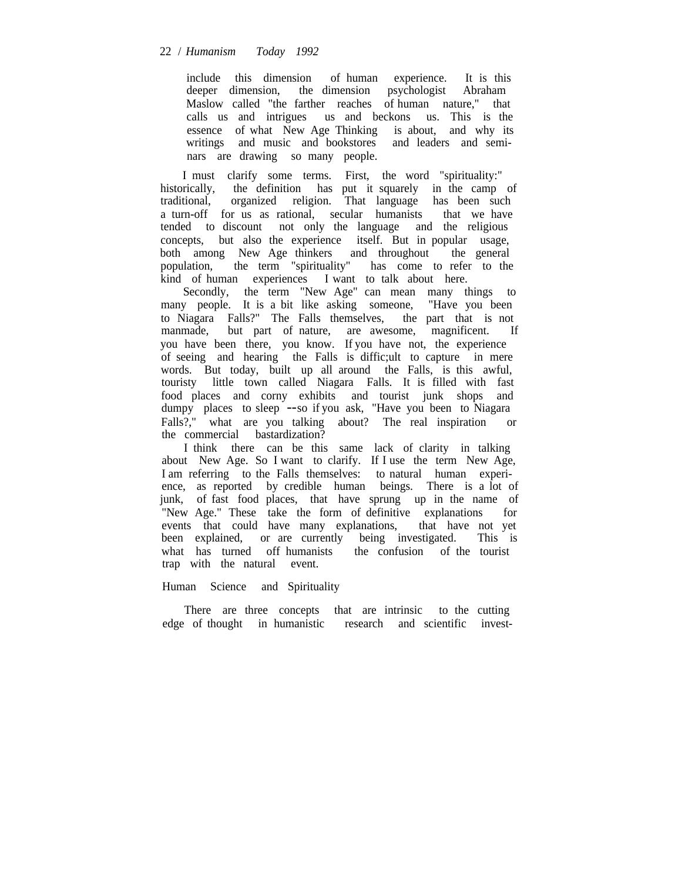include this dimension of human experience. It is this deeper dimension, the dimension psychologist Abraham Maslow called "the farther reaches of human nature," that calls us and intrigues us and beckons us. This is the essence of what New Age Thinking is about, and why its writings and music and bookstores and leaders and seminars are drawing so many people.

I must clarify some terms. First, the word "spirituality:" historically, the definition has put it squarely in the camp of traditional, organized religion. That language has been such a turn-off for us as rational, secular humanists that we have tended to discount not only the language and the religious concepts, but also the experience itself. But in popular usage, both among New Age thinkers and throughout the general population, the term "spirituality" has come to refer to the kind of human experiences I want to talk about here.

Secondly, the term "New Age" can mean many things to many people. It is a bit like asking someone, "Have you been to Niagara Falls?" The Falls themselves, the part that is not manmade, but part of nature, are awesome, magnificent. If you have been there, you know. If you have not, the experience of seeing and hearing the Falls is diffic;ult to capture in mere words. But today, built up all around the Falls, is this awful, touristy little town called Niagara Falls. It is filled with fast food places and corny exhibits and tourist junk shops and dumpy places to sleep --so if you ask, "Have you been to Niagara Falls?," what are you talking about? The real inspiration or the commercial bastardization?

I think there can be this same lack of clarity in talking about New Age. So I want to clarify. If I use the term New Age, I am referring to the Falls themselves: to natural human experience, as reported by credible human beings. There is a lot of junk, of fast food places, that have sprung up in the name of "New Age." These take the form of definitive explanations for events that could have many explanations, that have not yet been explained, or are currently being investigated. This is what has turned off humanists the confusion of the tourist trap with the natural event.

## Human Science and Spirituality

There are three concepts that are intrinsic to the cutting edge of thought in humanistic research and scientific invest-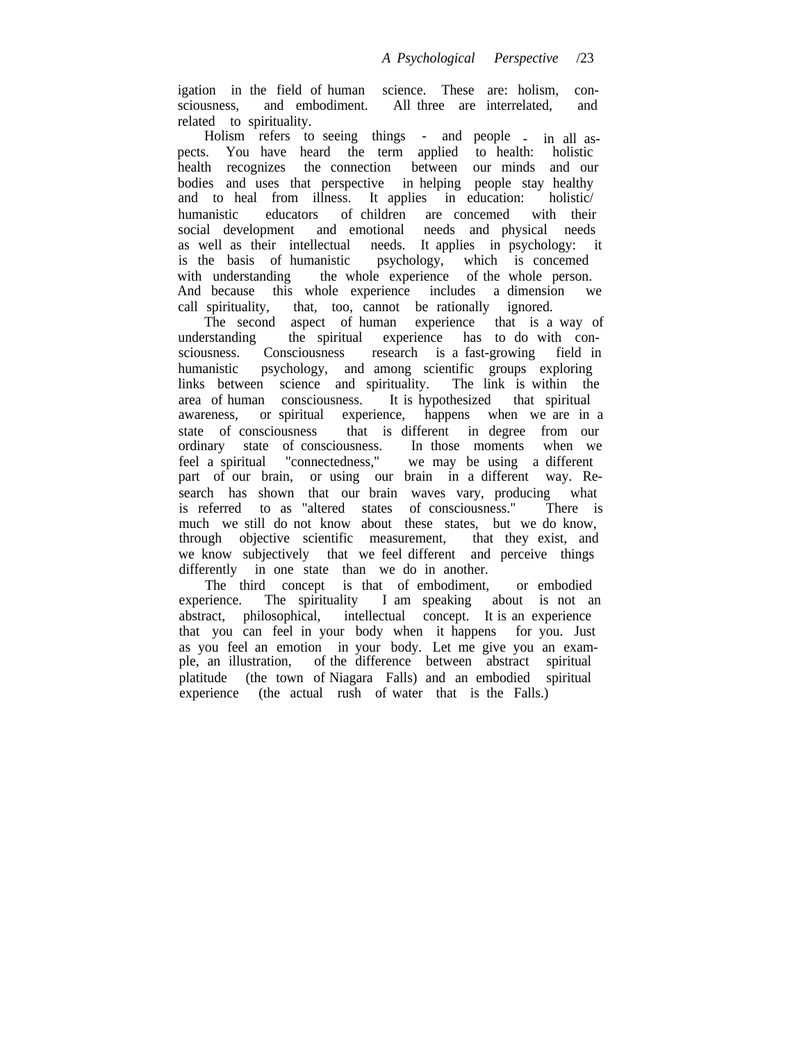igation in the field of human science. These are: holism, consciousness, and embodiment. All three are interrelated, and related to spirituality.

Holism refers to seeing things - and people - in all aspects. You have heard the term applied to health: holistic health recognizes the connection between our minds and our bodies and uses that perspective in helping people stay healthy and to heal from illness. It applies in education: holistic/humanistic educators of children are concemed with their social development and emotional needs and physical needs as well as their intellectual needs. It applies in psychology: it is the basis of humanistic psychology, which is concemed with understanding the whole experience of the whole person. And because this whole experience includes a dimension we call spirituality, that, too, cannot be rationally ignored.

The second aspect of human experience that is a way of understanding the spiritual experience has to do with consciousness. Consciousness research is a fast-growing field in humanistic psychology, and among scientific groups exploring links between science and spirituality. The link is within the area of human consciousness. It is hypothesized that spiritual awareness, or spiritual experience, happens when we are in a state of consciousness that is different in degree from our ordinary state of consciousness. In those moments when we feel a spiritual "connectedness," we may be using a different part of our brain, or using our brain in a different way. Research has shown that our brain waves vary, producing what is referred to as "altered states of consciousness." There is much we still do not know about these states, but we do know, through objective scientific measurement, that they exist, and we know subjectively that we feel different and perceive things differently in one state than we do in another.

The third concept is that of embodiment, or embodied experience. The spirituality I am speaking about is not an abstract, philosophical, intellectual concept. It is an experience that you can feel in your body when it happens for you. Just as you feel an emotion in your body. Let me give you an example, an illustration, of the difference between abstract spiritual platitude (the town of Niagara Falls) and an embodied spiritual experience (the actual rush of water that is the Falls.)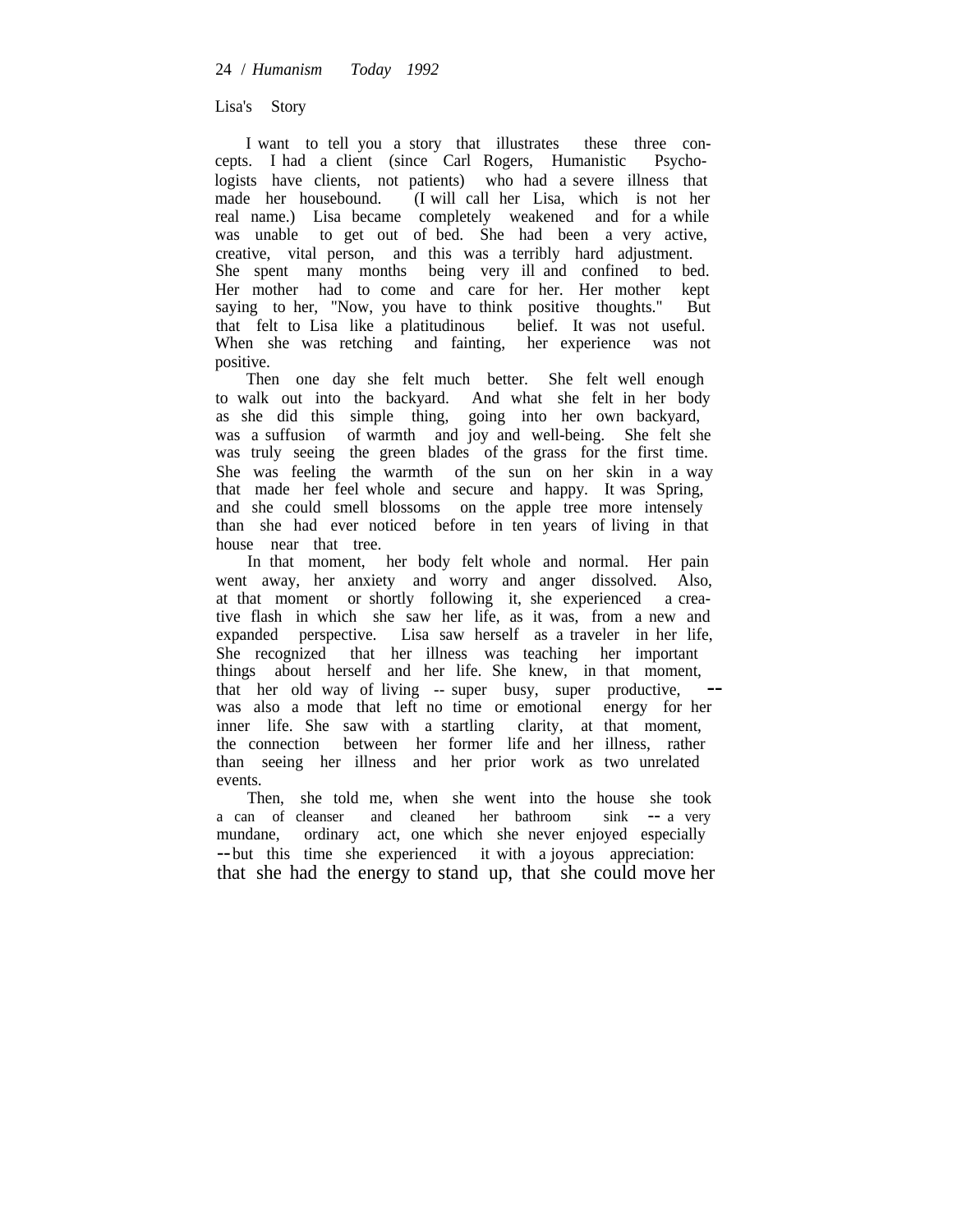## Lisa's Story

I want to tell you a story that illustrates these three concepts. I had a client (since Carl Rogers, Humanistic Psychologists have clients, not patients) who had a severe illness that made her housebound. (I will call her Lisa, which is not her real name.) Lisa became completely weakened and for a while was unable to get out of bed. She had been a very active, creative, vital person, and this was a terribly hard adjustment. She spent many months being very ill and confined to bed. Her mother had to come and care for her. Her mother kept saying to her, "Now, you have to think positive thoughts." But that felt to Lisa like a platitudinous belief. It was not useful. When she was retching and fainting, her experience was not positive.

Then one day she felt much better. She felt well enough to walk out into the backyard. And what she felt in her body as she did this simple thing, going into her own backyard, was a suffusion of warmth and joy and well-being. She felt she was truly seeing the green blades of the grass for the first time. She was feeling the warmth of the sun on her skin in a way that made her feel whole and secure and happy. It was Spring, and she could smell blossoms on the apple tree more intensely than she had ever noticed before in ten years of living in that house near that tree.

In that moment, her body felt whole and normal. Her pain went away, her anxiety and worry and anger dissolved. Also, at that moment or shortly following it, she experienced a creative flash in which she saw her life, as it was, from a new and expanded perspective. Lisa saw herself as a traveler in her life, She recognized that her illness was teaching her important things about herself and her life. She knew, in that moment, that her old way of living -- super busy, super productive, -- was also a mode that left no time or emotional energy for her inner life. She saw with a startling clarity, at that moment, the connection between her former life and her illness, rather than seeing her illness and her prior work as two unrelated events.

Then, she told me, when she went into the house she took a can of cleanser and cleaned her bathroom sink -- a very mundane, ordinary act, one which she never enjoyed especially --but this time she experienced it with a joyous appreciation: that she had the energy to stand up, that she could move her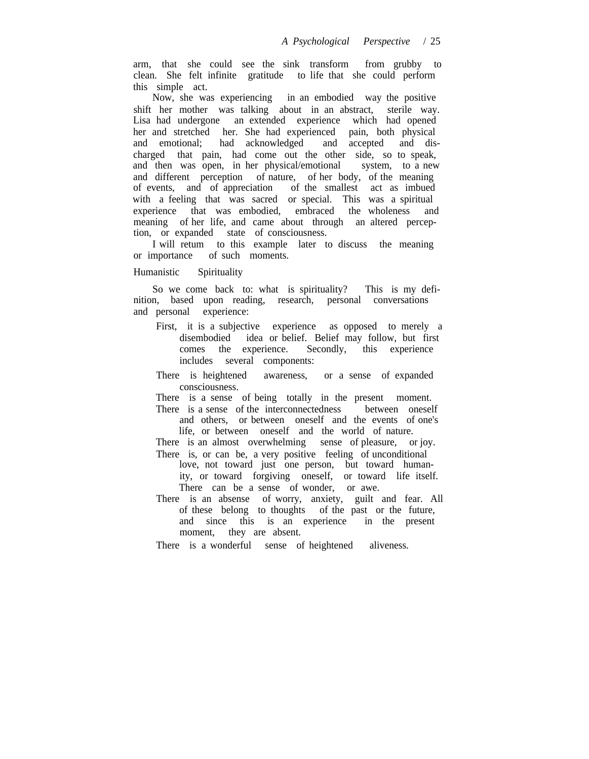arm, that she could see the sink transform from grubby to clean. She felt infinite gratitude to life that she could perform this simple act.

Now, she was experiencing in an embodied way the positive shift her mother was talking about in an abstract, sterile way. Lisa had undergone an extended experience which had opened her and stretched her. She had experienced pain, both physical and emotional; had acknowledged and accepted and discharged that pain, had come out the other side, so to speak, and then was open, in her physical/emotional system, to a new and different perception of nature, of her body, of the meaning of events, and of appreciation of the smallest act as imbued with a feeling that was sacred or special. This was a spiritual experience that was embodied, embraced the wholeness and meaning of her life, and came about through an altered perception, or expanded state of consciousness.

I will retum to this example later to discuss the meaning or importance of such moments.

## Humanistic Spirituality

So we come back to: what is spirituality? This is my definition, based upon reading, research, personal conversations and personal experience:

First, it is a subjective experience as opposed to merely a disembodied idea or belief. Belief may follow, but first comes the experience. Secondly, this experience includes several components:

There is heightened awareness, or a sense of expanded consciousness.

There is a sense of being totally in the present moment.

There is a sense of the interconnectedness between oneself and others, or between oneself and the events of one's life, or between oneself and the world of nature.

There is an almost overwhelming sense of pleasure, or joy.

There is, or can be, a very positive feeling of unconditional love, not toward just one person, but toward humanity, or toward forgiving oneself, or toward life itself. There can be a sense of wonder, or awe.

There is an absense of worry, anxiety, guilt and fear. All of these belong to thoughts of the past or the future, and since this is an experience in the present moment, they are absent.

There is a wonderful sense of heightened aliveness.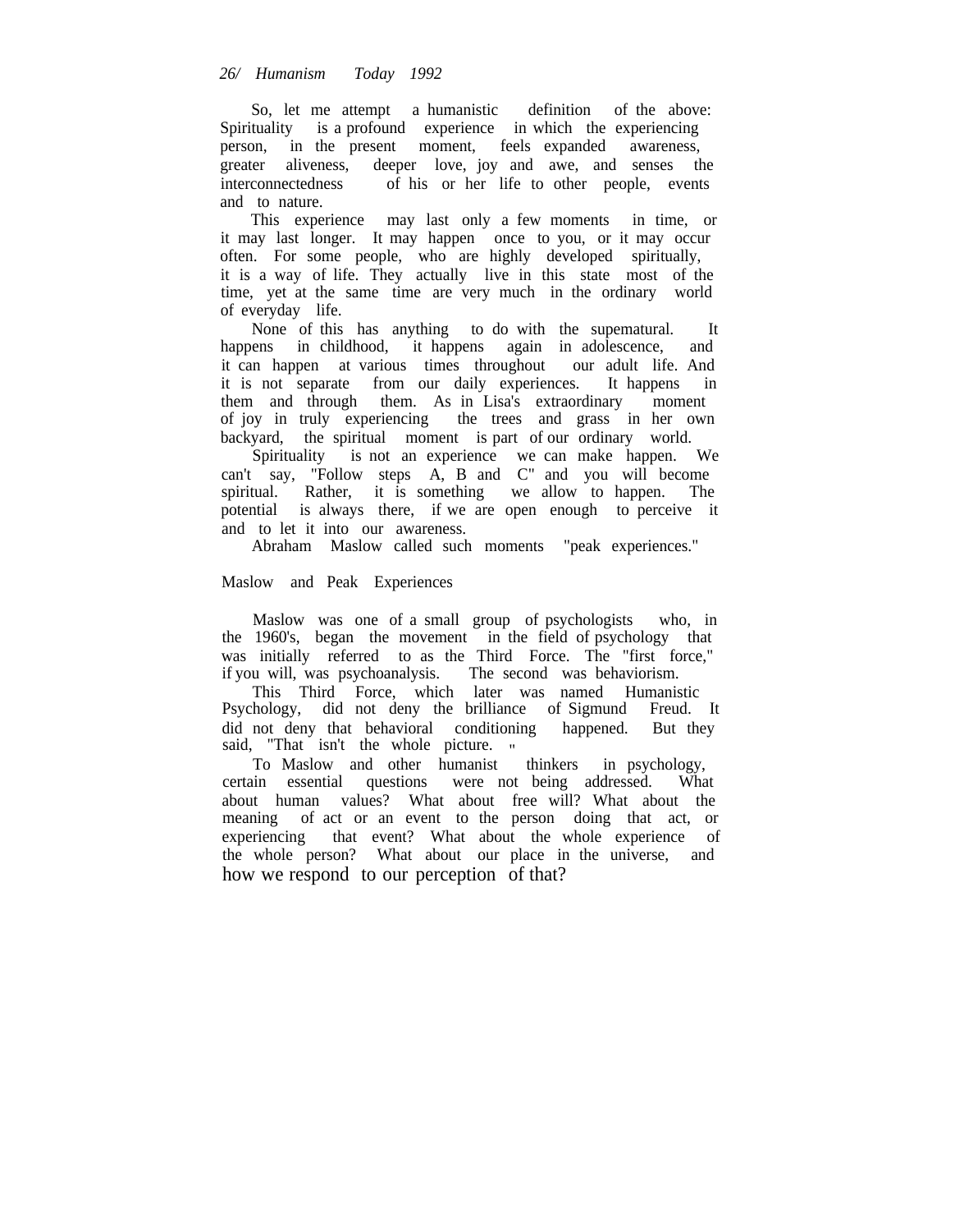So, let me attempt a humanistic definition of the above: Spirituality is a profound experience in which the experiencing person, in the present moment, feels expanded awareness, greater aliveness, deeper love, joy and awe, and senses the interconnectedness of his or her life to other people, events and to nature.

This experience may last only a few moments in time, or it may last longer. It may happen once to you, or it may occur often. For some people, who are highly developed spiritually, it is a way of life. They actually live in this state most of the time, yet at the same time are very much in the ordinary world of everyday life.

None of this has anything to do with the supematural. It happens in childhood, it happens again in adolescence, and it can happen at various times throughout our adult life. And it is not separate from our daily experiences. It happens in them and through them. As in Lisa's extraordinary moment of joy in truly experiencing the trees and grass in her own backyard, the spiritual moment is part of our ordinary world.

Spirituality is not an experience we can make happen. We can't say, "Follow steps A, B and C" and you will become spiritual. Rather, it is something we allow to happen. The potential is always there, if we are open enough to perceive it and to let it into our awareness.

Abraham Maslow called such moments "peak experiences."

## Maslow and Peak Experiences

Maslow was one of a small group of psychologists who, in the 1960's, began the movement in the field of psychology that was initially referred to as the Third Force. The "first force," if you will, was psychoanalysis. The second was behaviorism.

This Third Force, which later was named Humanistic Psychology, did not deny the brilliance of Sigmund Freud. It did not deny that behavioral conditioning happened. But they said, "That isn't the whole picture."

To Maslow and other humanist thinkers in psychology, certain essential questions were not being addressed. What about human values? What about free will? What about the meaning of act or an event to the person doing that act, or experiencing that event? What about the whole experience of the whole person? What about our place in the universe, and how we respond to our perception of that?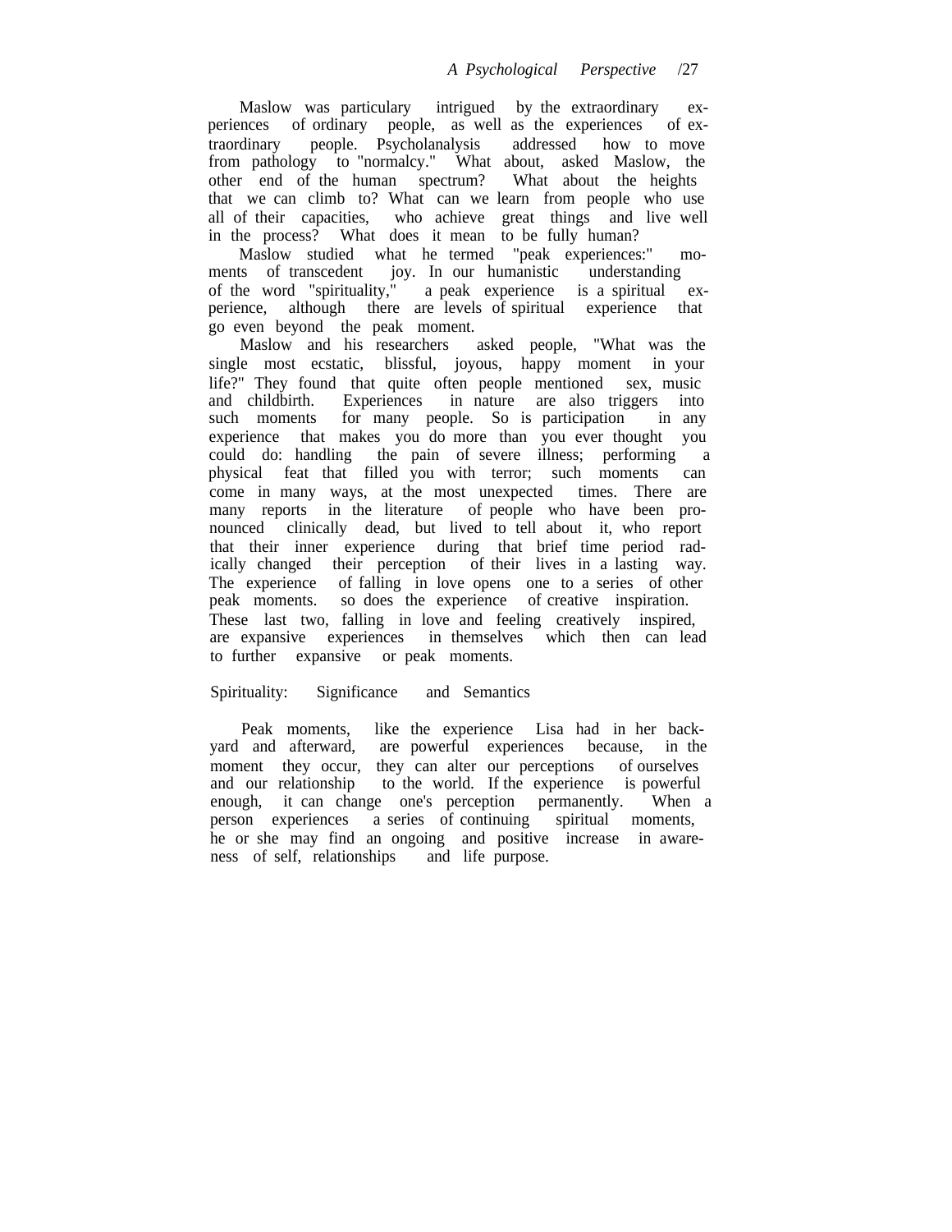Maslow was particulary intrigued by the extraordinary experiences of ordinary people, as well as the experiences of extraordinary people. Psycholanalysis addressed how to move from pathology to "normalcy." What about, asked Maslow, the other end of the human spectrum? What about the heights that we can climb to? What can we learn from people who use all of their capacities, who achieve great things and live well in the process? What does it mean to be fully human?

Maslow studied what he termed "peak experiences:" moments of transcedent joy. In our humanistic understanding of the word "spirituality," a peak experience is a spiritual experience, although there are levels of spiritual experience that go even beyond the peak moment.

Maslow and his researchers asked people, "What was the single most ecstatic, blissful, joyous, happy moment in your life?" They found that quite often people mentioned sex, music and childbirth. Experiences in nature are also triggers into such moments for many people. So is participation in any experience that makes you do more than you ever thought you could do: handling the pain of severe illness; performing a physical feat that filled you with terror; such moments can come in many ways, at the most unexpected times. There are many reports in the literature of people who have been pronounced clinically dead, but lived to tell about it, who report that their inner experience during that brief time period radically changed their perception of their lives in a lasting way. The experience of falling in love opens one to a series of other peak moments. so does the experience of creative inspiration. These last two, falling in love and feeling creatively inspired, are expansive experiences in themselves which then can lead to further expansive or peak moments.

## Spirituality: Significance and Semantics

Peak moments, like the experience Lisa had in her backyard and afterward, are powerful experiences because, in the moment they occur, they can alter our perceptions of ourselves and our relationship to the world. If the experience is powerful enough, it can change one's perception permanently. When a person experiences a series of continuing spiritual moments, he or she may find an ongoing and positive increase in awareness of self, relationships and life purpose.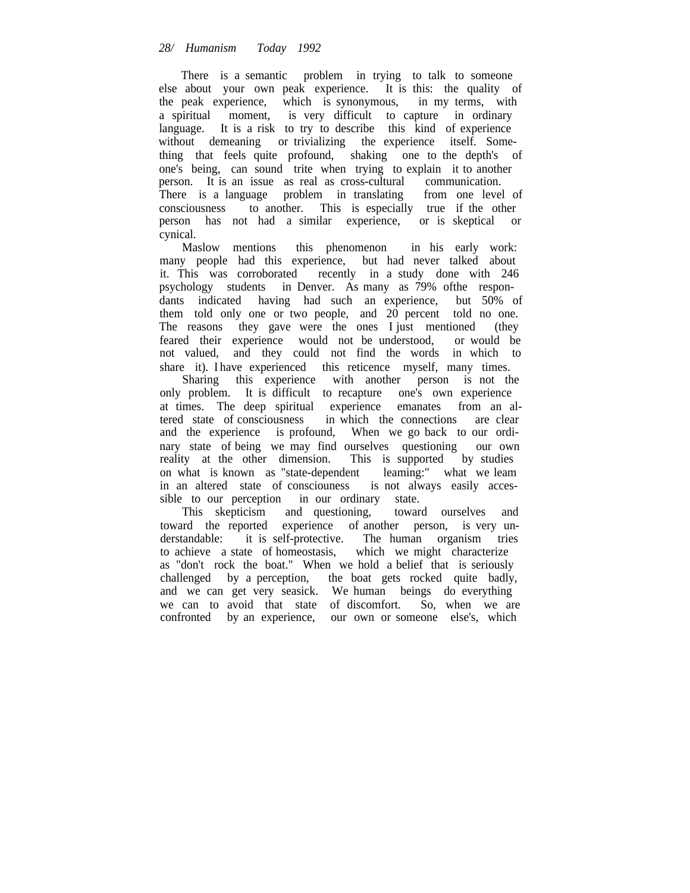There is a semantic problem in trying to talk to someone else about your own peak experience. It is this: the quality of the peak experience, which is synonymous, in my terms, with a spiritual moment, is very difficult to capture in ordinary language. It is a risk to try to describe this kind of experience without demeaning or trivializing the experience itself. Something that feels quite profound, shaking one to the depth's of one's being, can sound trite when trying to explain it to another person. It is an issue as real as cross-cultural communication. There is a language problem in translating from one level of consciousness to another. This is especially true if the other person has not had a similar experience, or is skeptical or cynical.

Maslow mentions this phenomenon in his early work: many people had this experience, but had never talked about it. This was corroborated recently in a study done with 246 psychology students in Denver. As many as 79% ofthe respondants indicated having had such an experience, but 50% of them told only one or two people, and 20 percent told no one. The reasons they gave were the ones I just mentioned (they feared their experience would not be understood, or would be not valued, and they could not find the words in which to share it). I have experienced this reticence myself, many times.

Sharing this experience with another person is not the only problem. It is difficult to recapture one's own experience at times. The deep spiritual experience emanates from an altered state of consciousness in which the connections are clear and the experience is profound, When we go back to our ordinary state of being we may find ourselves questioning our own reality at the other dimension. This is supported by studies on what is known as "state-dependent leaming:" what we leam in an altered state of consciouness is not always easily accessible to our perception in our ordinary state.

This skepticism and questioning, toward ourselves and toward the reported experience of another person, is very understandable: it is self-protective. The human organism tries to achieve a state of homeostasis, which we might characterize as "don't rock the boat." When we hold a belief that is seriously challenged by a perception, the boat gets rocked quite badly, and we can get very seasick. We human beings do everything we can to avoid that state of discomfort. So, when we are confronted by an experience, our own or someone else's, which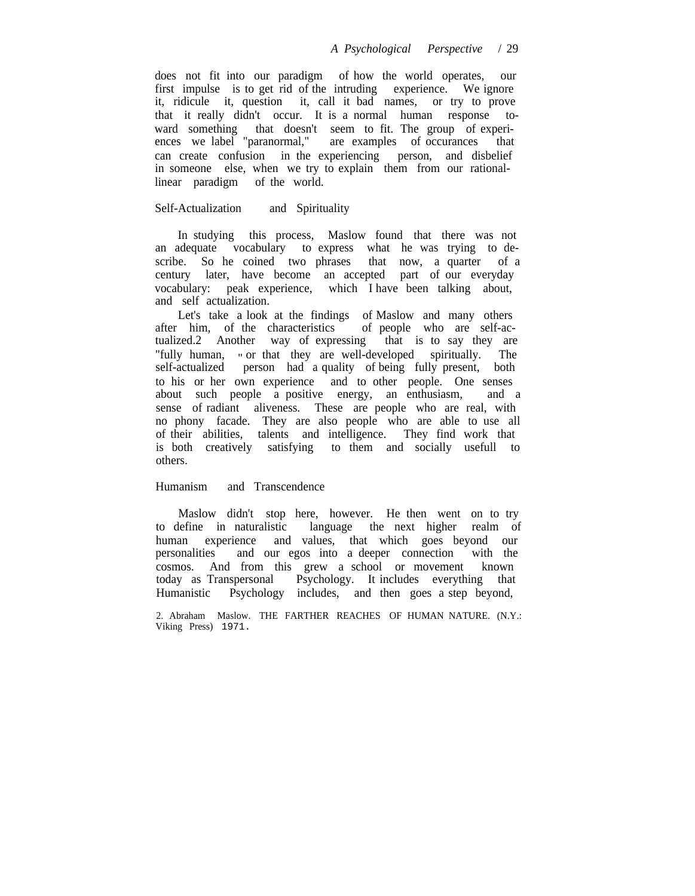does not fit into our paradigm of how the world operates, our first impulse is to get rid of the intruding experience. We ignore it, ridicule it, question it, call it bad names, or try to prove that it really didn't occur. It is a normal human response toward something that doesn't seem to fit. The group of experiences we label "paranormal," are examples of occurances that can create confusion in the experiencing person, and disbelief in someone else, when we try to explain them from our rational-linear paradigm of the world.

## Self-Actualization and Spirituality

In studying this process, Maslow found that there was not an adequate vocabulary to express what he was trying to describe. So he coined two phrases that now, a quarter of a century later, have become an accepted part of our everyday vocabulary: peak experience, which I have been talking about, and self actualization.

Let's take a look at the findings of Maslow and many others after him, of the characteristics of people who are self-actualized.2 Another way of expressing that is to say they are "fully human, " or that they are well-developed spiritually. The self-actualized person had a quality of being fully present, both to his or her own experience and to other people. One senses about such people a positive energy, an enthusiasm, and a sense of radiant aliveness. These are people who are real, with no phony facade. They are also people who are able to use all of their abilities, talents and intelligence. They find work that is both creatively satisfying to them and socially usefull to others.

## Humanism and Transcendence

Maslow didn't stop here, however. He then went on to try to define in naturalistic language the next higher realm of human experience and values, that which goes beyond our personalities and our egos into a deeper connection with the cosmos. And from this grew a school or movement known today as Transpersonal Psychology. It includes everything that Humanistic Psychology includes, and then goes a step beyond,

2. Abraham Maslow. THE FARTHER REACHES OF HUMAN NATURE. (N.Y.: Viking Press) 1971.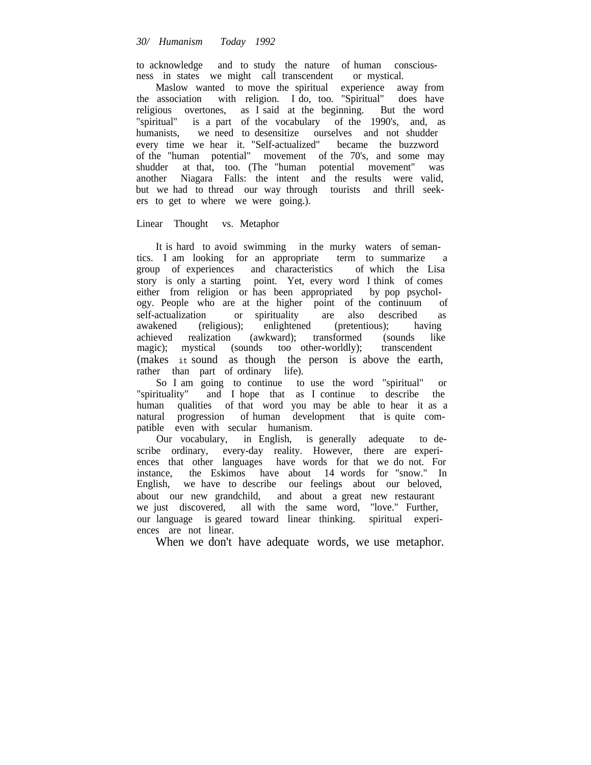to acknowledge and to study the nature of human consciousness in states we might call transcendent or mystical.

Maslow wanted to move the spiritual experience away from the association with religion. I do, too. "Spiritual" does have religious overtones, as I said at the beginning. But the word "spiritual" is a part of the vocabulary of the 1990's, and, as humanists, we need to desensitize ourselves and not shudder every time we hear it. "Self-actualized" became the buzzword of the "human potential" movement of the 70's, and some may shudder at that, too. (The "human potential movement" was another Niagara Falls: the intent and the results were valid, but we had to thread our way through tourists and thrill seekers to get to where we were going.).

## Linear Thought vs. Metaphor

It is hard to avoid swimming in the murky waters of semantics. I am looking for an appropriate term to summarize a group of experiences and characteristics of which the Lisa story is only a starting point. Yet, every word I think of comes either from religion or has been appropriated by pop psychology. People who are at the higher point of the continuum of self-actualization or spirituality are also described as awakened (religious); enlightened (pretentious); having achieved realization (awkward); transformed (sounds like magic); mystical (sounds too other-worldly); transcendent (makes it sound as though the person is above the earth, rather than part of ordinary life).

So I am going to continue to use the word "spiritual" or "spirituality" and I hope that as I continue to describe the human qualities of that word you may be able to hear it as a natural progression of human development that is quite compatible even with secular humanism.

Our vocabulary, in English, is generally adequate to describe ordinary, every-day reality. However, there are experiences that other languages have words for that we do not. For instance, the Eskimos have about 14 words for "snow." In English, we have to describe our feelings about our beloved, about our new grandchild, and about a great new restaurant we just discovered, all with the same word, "love." Further, our language is geared toward linear thinking. spiritual experiences are not linear.

When we don't have adequate words, we use metaphor.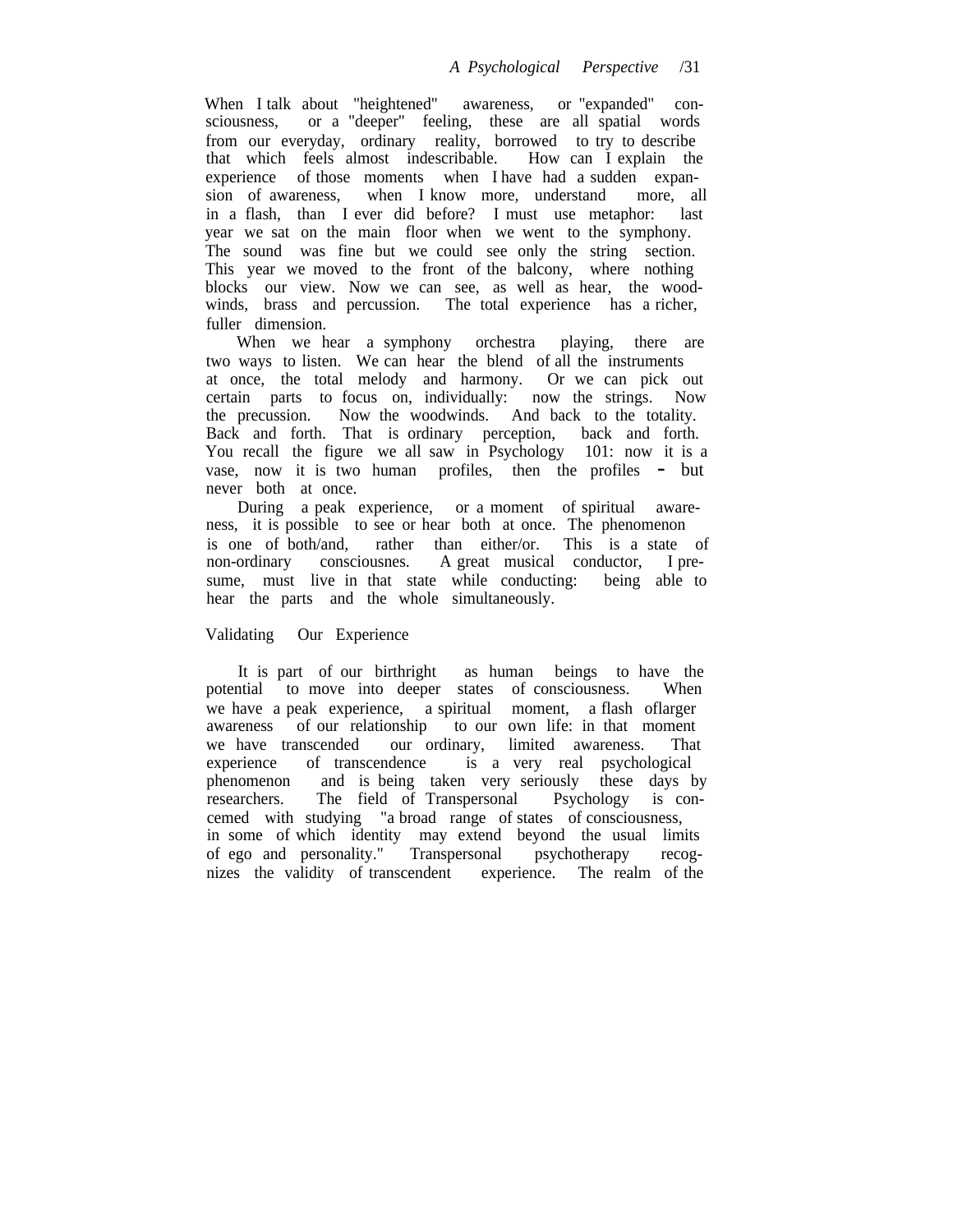When I talk about "heightened" awareness, or "expanded" consciousness, or a "deeper" feeling, these are all spatial words from our everyday, ordinary reality, borrowed to try to describe that which feels almost indescribable. How can I explain the experience of those moments when I have had a sudden expansion of awareness, when I know more, understand more, all in a flash, than I ever did before? I must use metaphor: last year we sat on the main floor when we went to the symphony. The sound was fine but we could see only the string section. This year we moved to the front of the balcony, where nothing blocks our view. Now we can see, as well as hear, the woodwinds, brass and percussion. The total experience has a richer, fuller dimension.

When we hear a symphony orchestra playing, there are two ways to listen. We can hear the blend of all the instruments at once, the total melody and harmony. Or we can pick out certain parts to focus on, individually: now the strings. Now the precussion. Now the woodwinds. And back to the totality. Back and forth. That is ordinary perception, back and forth. You recall the figure we all saw in Psychology 101: now it is a vase, now it is two human profiles, then the profiles - but never both at once.

During a peak experience, or a moment of spiritual awareness, it is possible to see or hear both at once. The phenomenon is one of both/and, rather than either/or. This is a state of non-ordinary consciousnes. A great musical conductor, I presume, must live in that state while conducting: being able to hear the parts and the whole simultaneously.

## Validating Our Experience

It is part of our birthright as human beings to have the potential to move into deeper states of consciousness. When we have a peak experience, a spiritual moment, a flash oflarger awareness of our relationship to our own life: in that moment we have transcended our ordinary, limited awareness. That experience of transcendence is a very real psychological phenomenon and is being taken very seriously these days by researchers. The field of Transpersonal Psychology is concemed with studying "a broad range of states of consciousness, in some of which identity may extend beyond the usual limits of ego and personality." Transpersonal psychotherapy recognizes the validity of transcendent experience. The realm of the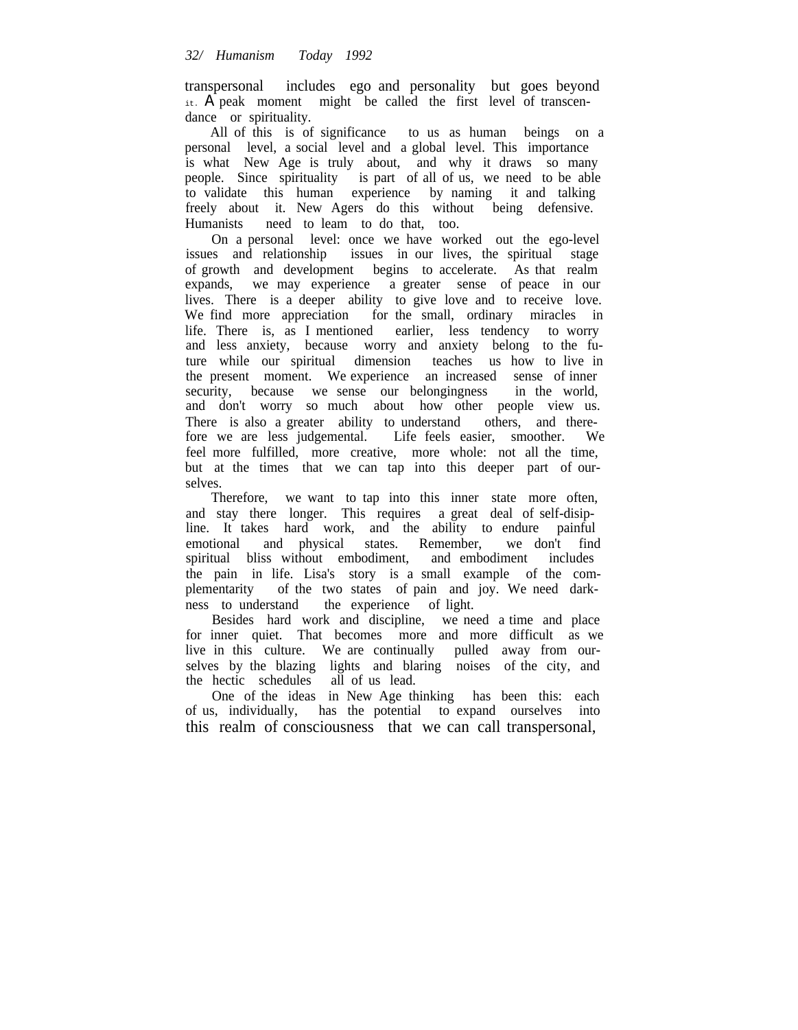transpersonal includes ego and personality but goes beyond it. A peak moment might be called the first level of transcendance or spirituality.

All of this is of significance to us as human beings on a personal level, a social level and a global level. This importance is what New Age is truly about, and why it draws so many people. Since spirituality is part of all of us, we need to be able to validate this human experience by naming it and talking freely about it. New Agers do this without being defensive. Humanists need to leam to do that, too.

On a personal level: once we have worked out the ego-level issues and relationship issues in our lives, the spiritual stage of growth and development begins to accelerate. As that realm expands, we may experience a greater sense of peace in our lives. There is a deeper ability to give love and to receive love. We find more appreciation for the small, ordinary miracles in life. There is, as I mentioned earlier, less tendency to worry and less anxiety, because worry and anxiety belong to the future while our spiritual dimension teaches us how to live in the present moment. We experience an increased sense of inner security, because we sense our belongingness in the world, and don't worry so much about how other people view us. There is also a greater ability to understand others, and therefore we are less judgemental. Life feels easier, smoother. We feel more fulfilled, more creative, more whole: not all the time, but at the times that we can tap into this deeper part of ourselves.

Therefore, we want to tap into this inner state more often, and stay there longer. This requires a great deal of self-disipline. It takes hard work, and the ability to endure painful emotional and physical states. Remember, we don't find spiritual bliss without embodiment, and embodiment includes the pain in life. Lisa's story is a small example of the complementarity of the two states of pain and joy. We need darkness to understand the experience of light.

Besides hard work and discipline, we need a time and place for inner quiet. That becomes more and more difficult as we live in this culture. We are continually pulled away from ourselves by the blazing lights and blaring noises of the city, and the hectic schedules all of us lead.

One of the ideas in New Age thinking has been this: each of us, individually, has the potential to expand ourselves into this realm of consciousness that we can call transpersonal,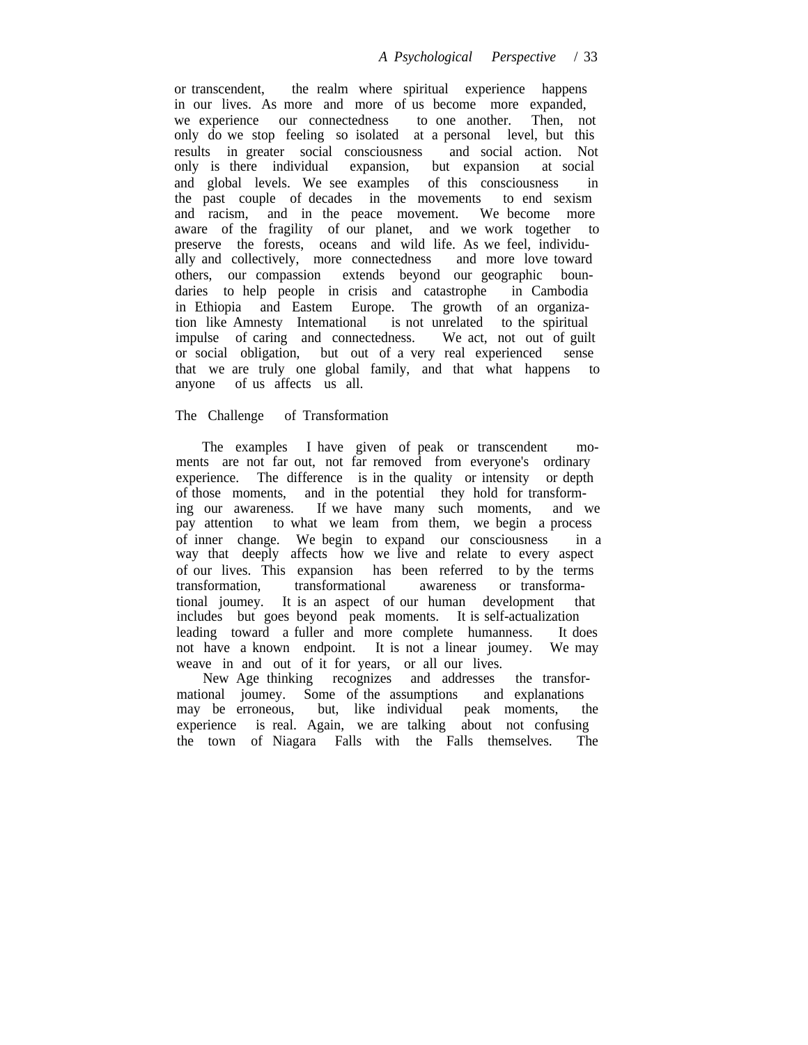or transcendent, the realm where spiritual experience happens in our lives. As more and more of us become more expanded, we experience our connectedness to one another. Then, not only do we stop feeling so isolated at a personal level, but this results in greater social consciousness and social action. Not only is there individual expansion, but expansion at social and global levels. We see examples of this consciousness in the past couple of decades in the movements to end sexism and racism, and in the peace movement. We become more aware of the fragility of our planet, and we work together to preserve the forests, oceans and wild life. As we feel, individually and collectively, more connectedness and more love toward others, our compassion extends beyond our geographic boundaries to help people in crisis and catastrophe in Cambodia in Ethiopia and Eastem Europe. The growth of an organization like Amnesty Intemational is not unrelated to the spiritual impulse of caring and connectedness. We act, not out of guilt or social obligation, but out of a very real experienced sense that we are truly one global family, and that what happens to anyone of us affects us all.

## The Challenge of Transformation

The examples I have given of peak or transcendent moments are not far out, not far removed from everyone's ordinary experience. The difference is in the quality or intensity or depth of those moments, and in the potential they hold for transforming our awareness. If we have many such moments, and we pay attention to what we leam from them, we begin a process of inner change. We begin to expand our consciousness in a way that deeply affects how we live and relate to every aspect of our lives. This expansion has been referred to by the terms transformation, transformational awareness or transformational joumey. It is an aspect of our human development that includes but goes beyond peak moments. It is self-actualization leading toward a fuller and more complete humanness. It does not have a known endpoint. It is not a linear joumey. We may weave in and out of it for years, or all our lives.

New Age thinking recognizes and addresses the transformational joumey. Some of the assumptions and explanations may be erroneous, but, like individual peak moments, the experience is real. Again, we are talking about not confusing the town of Niagara Falls with the Falls themselves. The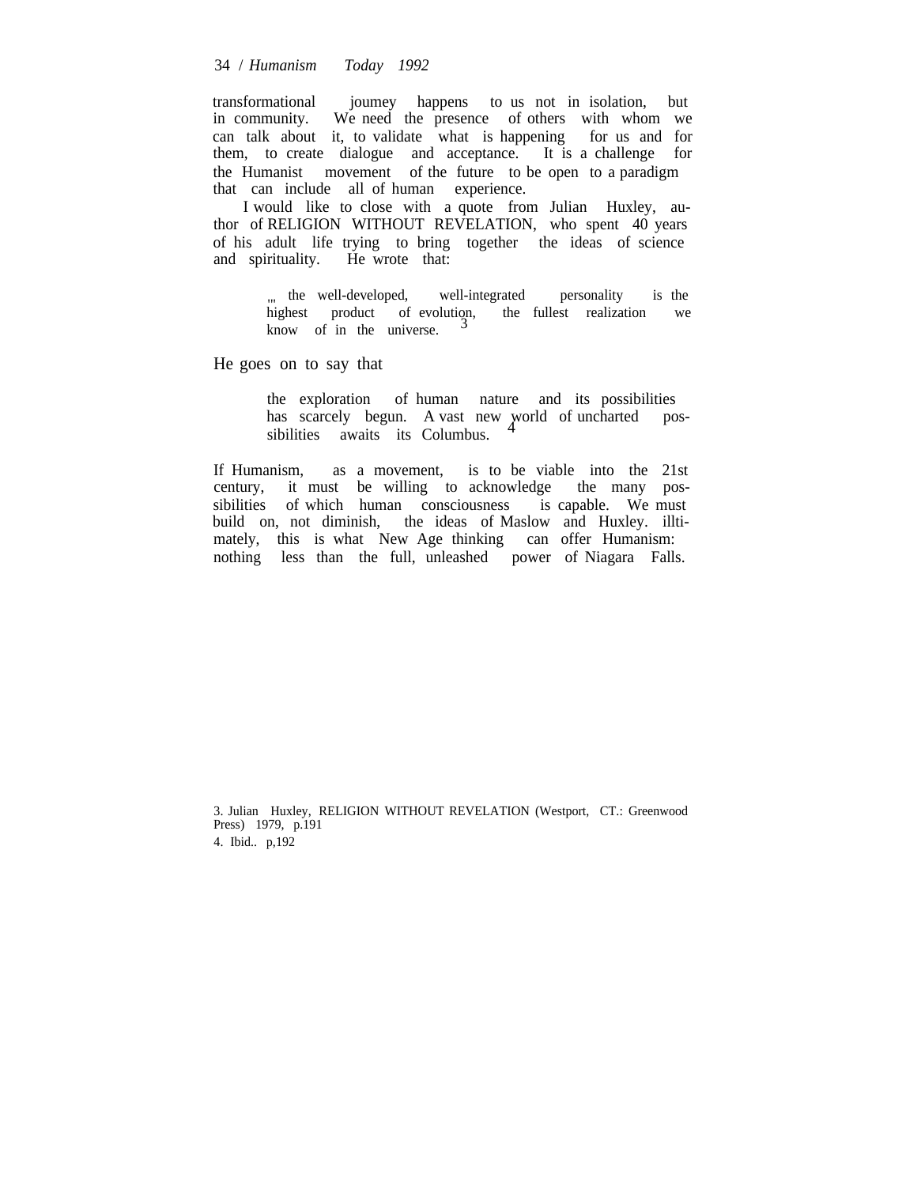transformational joumey happens to us not in isolation, but in community. We need the presence of others with whom we can talk about it, to validate what is happening for us and for them, to create dialogue and acceptance. It is a challenge for the Humanist movement of the future to be open to a paradigm that can include all of human experience.

I would like to close with a quote from Julian Huxley, author of RELIGION WITHOUT REVELATION, who spent 40 years of his adult life trying to bring together the ideas of science and spirituality. He wrote that:

> ... the well-developed, well-integrated personality is the highest product of evolution, the fullest realization we know of in the universe.[3]

He goes on to say that

> the exploration of human nature and its possibilities has scarcely begun. A vast new world of uncharted possibilities awaits its Columbus.[4]

If Humanism, as a movement, is to be viable into the 21st century, it must be willing to acknowledge the many possibilities of which human consciousness is capable. We must build on, not diminish, the ideas of Maslow and Huxley. illtimately, this is what New Age thinking can offer Humanism: nothing less than the full, unleashed power of Niagara Falls.

---

3. Julian Huxley, RELIGION WITHOUT REVELATION (Westport, CT.: Greenwood Press) 1979, p.191
4. Ibid.. p,192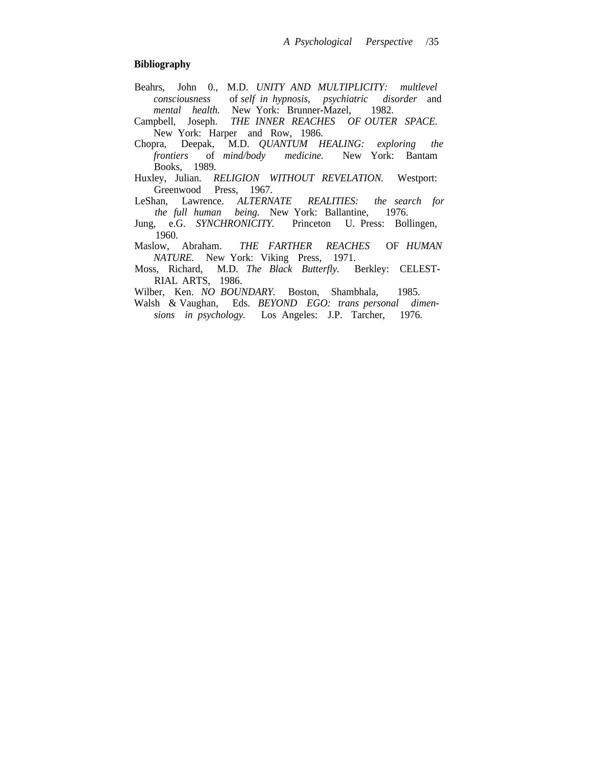## Bibliography

Beahrs, John 0., M.D. *UNITY AND MULTIPLICITY: multlevel consciousness* of *self in hypnosis, psychiatric disorder* and *mental health.* New York: Brunner-Mazel, 1982.

Campbell, Joseph. *THE INNER REACHES OF OUTER SPACE.* New York: Harper and Row, 1986.

Chopra, Deepak, M.D. *QUANTUM HEALING: exploring the frontiers* of *mind/body medicine.* New York: Bantam Books, 1989.

Huxley, Julian. *RELIGION WITHOUT REVELATION.* Westport: Greenwood Press, 1967.

LeShan, Lawrence. *ALTERNATE REALITIES: the search for the full human being.* New York: Ballantine, 1976.

Jung, e.G. *SYNCHRONICITY.* Princeton U. Press: Bollingen, 1960.

Maslow, Abraham. *THE FARTHER REACHES* OF *HUMAN NATURE.* New York: Viking Press, 1971.

Moss, Richard, M.D. *The Black Butterfly.* Berkley: CELEST-RIAL ARTS, 1986.

Wilber, Ken. *NO BOUNDARY.* Boston, Shambhala, 1985.

Walsh & Vaughan, Eds. *BEYOND EGO: trans personal dimensions in psychology.* Los Angeles: J.P. Tarcher, 1976.